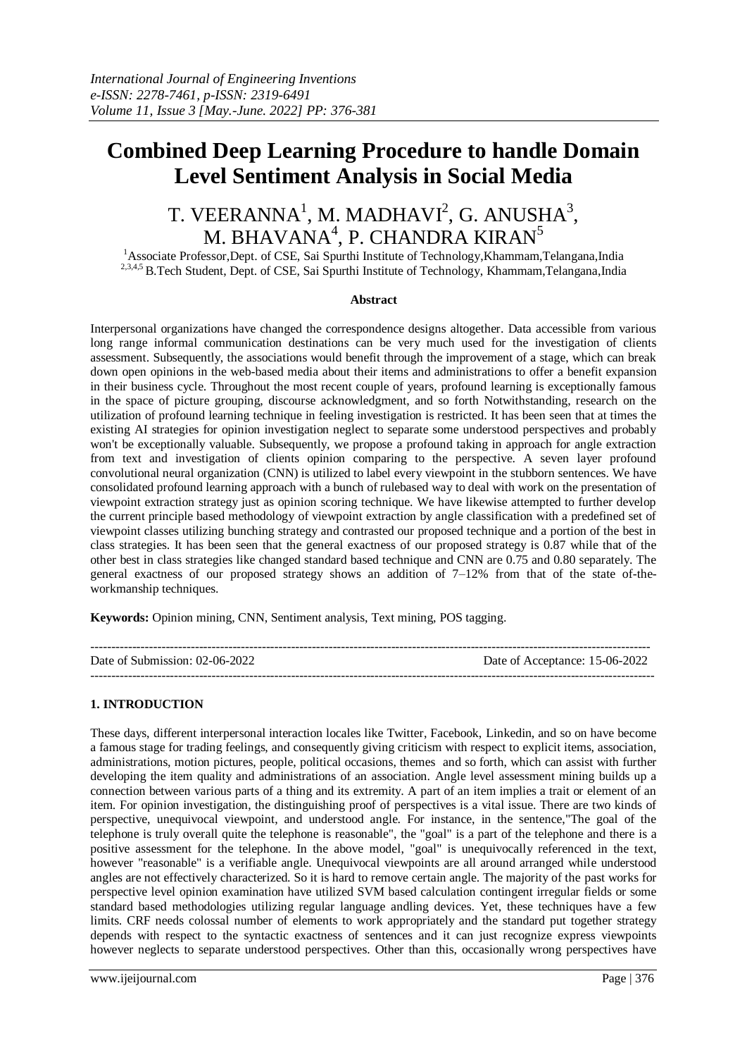# Combined Deep Learning Procedure to handle Domain Level Sentiment Analysis in Social Media

T. VEERANNA[1], M. MADHAVI[2], G. ANUSHA[3], M. BHAVANA[4], P. CHANDRA KIRAN[5]

[1]Associate Professor,Dept. of CSE, Sai Spurthi Institute of Technology,Khammam,Telangana,India
[2,3,4,5] B.Tech Student, Dept. of CSE, Sai Spurthi Institute of Technology, Khammam,Telangana,India

**Abstract**

Interpersonal organizations have changed the correspondence designs altogether. Data accessible from various long range informal communication destinations can be very much used for the investigation of clients assessment. Subsequently, the associations would benefit through the improvement of a stage, which can break down open opinions in the web-based media about their items and administrations to offer a benefit expansion in their business cycle. Throughout the most recent couple of years, profound learning is exceptionally famous in the space of picture grouping, discourse acknowledgment, and so forth Notwithstanding, research on the utilization of profound learning technique in feeling investigation is restricted. It has been seen that at times the existing AI strategies for opinion investigation neglect to separate some understood perspectives and probably won't be exceptionally valuable. Subsequently, we propose a profound taking in approach for angle extraction from text and investigation of clients opinion comparing to the perspective. A seven layer profound convolutional neural organization (CNN) is utilized to label every viewpoint in the stubborn sentences. We have consolidated profound learning approach with a bunch of rulebased way to deal with work on the presentation of viewpoint extraction strategy just as opinion scoring technique. We have likewise attempted to further develop the current principle based methodology of viewpoint extraction by angle classification with a predefined set of viewpoint classes utilizing bunching strategy and contrasted our proposed technique and a portion of the best in class strategies. It has been seen that the general exactness of our proposed strategy is 0.87 while that of the other best in class strategies like changed standard based technique and CNN are 0.75 and 0.80 separately. The general exactness of our proposed strategy shows an addition of 7–12% from that of the state of-the-workmanship techniques.

**Keywords:** Opinion mining, CNN, Sentiment analysis, Text mining, POS tagging.

---

Date of Submission: 02-06-2022 Date of Acceptance: 15-06-2022

---

## 1. INTRODUCTION

These days, different interpersonal interaction locales like Twitter, Facebook, Linkedin, and so on have become a famous stage for trading feelings, and consequently giving criticism with respect to explicit items, association, administrations, motion pictures, people, political occasions, themes and so forth, which can assist with further developing the item quality and administrations of an association. Angle level assessment mining builds up a connection between various parts of a thing and its extremity. A part of an item implies a trait or element of an item. For opinion investigation, the distinguishing proof of perspectives is a vital issue. There are two kinds of perspective, unequivocal viewpoint, and understood angle. For instance, in the sentence,"The goal of the telephone is truly overall quite the telephone is reasonable", the "goal" is a part of the telephone and there is a positive assessment for the telephone. In the above model, "goal" is unequivocally referenced in the text, however "reasonable" is a verifiable angle. Unequivocal viewpoints are all around arranged while understood angles are not effectively characterized. So it is hard to remove certain angle. The majority of the past works for perspective level opinion examination have utilized SVM based calculation contingent irregular fields or some standard based methodologies utilizing regular language andling devices. Yet, these techniques have a few limits. CRF needs colossal number of elements to work appropriately and the standard put together strategy depends with respect to the syntactic exactness of sentences and it can just recognize express viewpoints however neglects to separate understood perspectives. Other than this, occasionally wrong perspectives have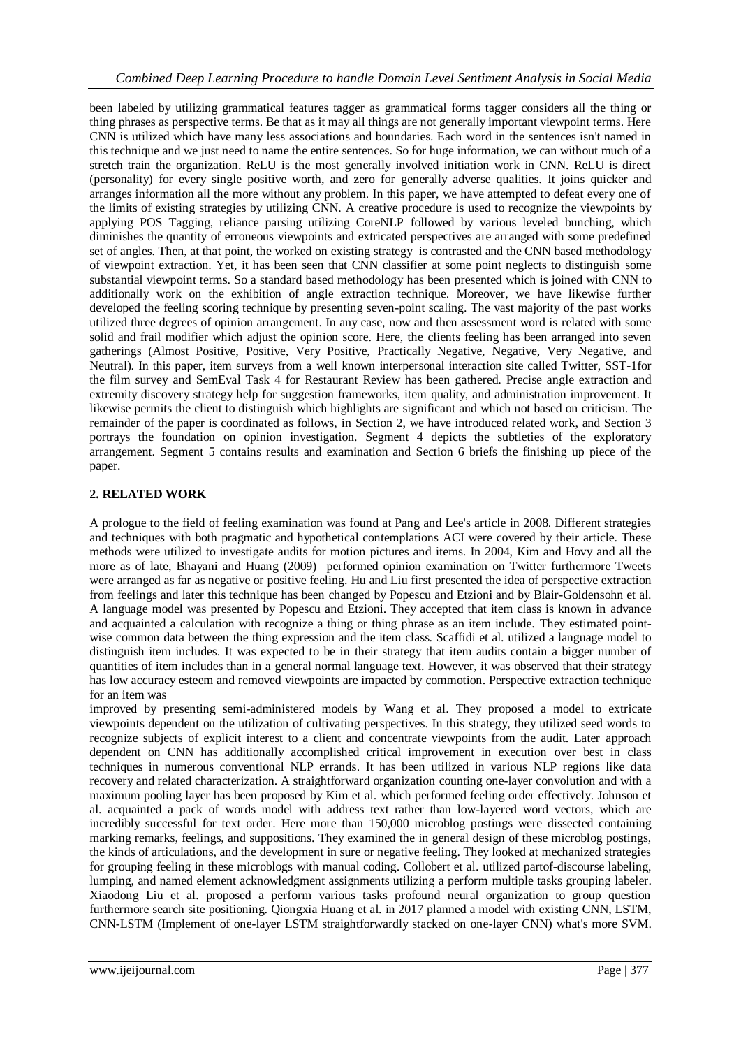been labeled by utilizing grammatical features tagger as grammatical forms tagger considers all the thing or thing phrases as perspective terms. Be that as it may all things are not generally important viewpoint terms. Here CNN is utilized which have many less associations and boundaries. Each word in the sentences isn't named in this technique and we just need to name the entire sentences. So for huge information, we can without much of a stretch train the organization. ReLU is the most generally involved initiation work in CNN. ReLU is direct (personality) for every single positive worth, and zero for generally adverse qualities. It joins quicker and arranges information all the more without any problem. In this paper, we have attempted to defeat every one of the limits of existing strategies by utilizing CNN. A creative procedure is used to recognize the viewpoints by applying POS Tagging, reliance parsing utilizing CoreNLP followed by various leveled bunching, which diminishes the quantity of erroneous viewpoints and extricated perspectives are arranged with some predefined set of angles. Then, at that point, the worked on existing strategy is contrasted and the CNN based methodology of viewpoint extraction. Yet, it has been seen that CNN classifier at some point neglects to distinguish some substantial viewpoint terms. So a standard based methodology has been presented which is joined with CNN to additionally work on the exhibition of angle extraction technique. Moreover, we have likewise further developed the feeling scoring technique by presenting seven-point scaling. The vast majority of the past works utilized three degrees of opinion arrangement. In any case, now and then assessment word is related with some solid and frail modifier which adjust the opinion score. Here, the clients feeling has been arranged into seven gatherings (Almost Positive, Positive, Very Positive, Practically Negative, Negative, Very Negative, and Neutral). In this paper, item surveys from a well known interpersonal interaction site called Twitter, SST-1for the film survey and SemEval Task 4 for Restaurant Review has been gathered. Precise angle extraction and extremity discovery strategy help for suggestion frameworks, item quality, and administration improvement. It likewise permits the client to distinguish which highlights are significant and which not based on criticism. The remainder of the paper is coordinated as follows, in Section 2, we have introduced related work, and Section 3 portrays the foundation on opinion investigation. Segment 4 depicts the subtleties of the exploratory arrangement. Segment 5 contains results and examination and Section 6 briefs the finishing up piece of the paper.

## 2. RELATED WORK

A prologue to the field of feeling examination was found at Pang and Lee's article in 2008. Different strategies and techniques with both pragmatic and hypothetical contemplations ACI were covered by their article. These methods were utilized to investigate audits for motion pictures and items. In 2004, Kim and Hovy and all the more as of late, Bhayani and Huang (2009) performed opinion examination on Twitter furthermore Tweets were arranged as far as negative or positive feeling. Hu and Liu first presented the idea of perspective extraction from feelings and later this technique has been changed by Popescu and Etzioni and by Blair-Goldensohn et al. A language model was presented by Popescu and Etzioni. They accepted that item class is known in advance and acquainted a calculation with recognize a thing or thing phrase as an item include. They estimated point-wise common data between the thing expression and the item class. Scaffidi et al. utilized a language model to distinguish item includes. It was expected to be in their strategy that item audits contain a bigger number of quantities of item includes than in a general normal language text. However, it was observed that their strategy has low accuracy esteem and removed viewpoints are impacted by commotion. Perspective extraction technique for an item was improved by presenting semi-administered models by Wang et al. They proposed a model to extricate viewpoints dependent on the utilization of cultivating perspectives. In this strategy, they utilized seed words to recognize subjects of explicit interest to a client and concentrate viewpoints from the audit. Later approach dependent on CNN has additionally accomplished critical improvement in execution over best in class techniques in numerous conventional NLP errands. It has been utilized in various NLP regions like data recovery and related characterization. A straightforward organization counting one-layer convolution and with a maximum pooling layer has been proposed by Kim et al. which performed feeling order effectively. Johnson et al. acquainted a pack of words model with address text rather than low-layered word vectors, which are incredibly successful for text order. Here more than 150,000 microblog postings were dissected containing marking remarks, feelings, and suppositions. They examined the in general design of these microblog postings, the kinds of articulations, and the development in sure or negative feeling. They looked at mechanized strategies for grouping feeling in these microblogs with manual coding. Collobert et al. utilized partof-discourse labeling, lumping, and named element acknowledgment assignments utilizing a perform multiple tasks grouping labeler. Xiaodong Liu et al. proposed a perform various tasks profound neural organization to group question furthermore search site positioning. Qiongxia Huang et al. in 2017 planned a model with existing CNN, LSTM, CNN-LSTM (Implement of one-layer LSTM straightforwardly stacked on one-layer CNN) what's more SVM.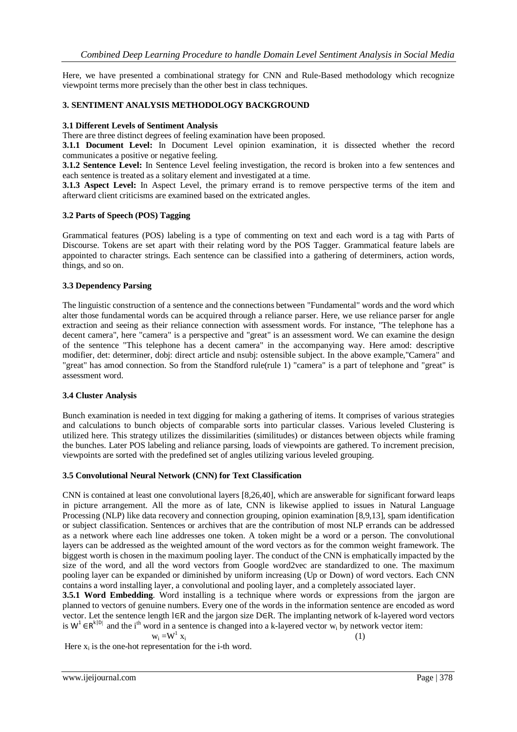Here, we have presented a combinational strategy for CNN and Rule-Based methodology which recognize viewpoint terms more precisely than the other best in class techniques.

## 3. SENTIMENT ANALYSIS METHODOLOGY BACKGROUND

### 3.1 Different Levels of Sentiment Analysis

There are three distinct degrees of feeling examination have been proposed.

**3.1.1 Document Level:** In Document Level opinion examination, it is dissected whether the record communicates a positive or negative feeling.

**3.1.2 Sentence Level:** In Sentence Level feeling investigation, the record is broken into a few sentences and each sentence is treated as a solitary element and investigated at a time.

**3.1.3 Aspect Level:** In Aspect Level, the primary errand is to remove perspective terms of the item and afterward client criticisms are examined based on the extricated angles.

### 3.2 Parts of Speech (POS) Tagging

Grammatical features (POS) labeling is a type of commenting on text and each word is a tag with Parts of Discourse. Tokens are set apart with their relating word by the POS Tagger. Grammatical feature labels are appointed to character strings. Each sentence can be classified into a gathering of determiners, action words, things, and so on.

### 3.3 Dependency Parsing

The linguistic construction of a sentence and the connections between "Fundamental" words and the word which alter those fundamental words can be acquired through a reliance parser. Here, we use reliance parser for angle extraction and seeing as their reliance connection with assessment words. For instance, "The telephone has a decent camera", here "camera" is a perspective and "great" is an assessment word. We can examine the design of the sentence "This telephone has a decent camera" in the accompanying way. Here amod: descriptive modifier, det: determiner, dobj: direct article and nsubj: ostensible subject. In the above example,"Camera" and "great" has amod connection. So from the Standford rule(rule 1) "camera" is a part of telephone and "great" is assessment word.

### 3.4 Cluster Analysis

Bunch examination is needed in text digging for making a gathering of items. It comprises of various strategies and calculations to bunch objects of comparable sorts into particular classes. Various leveled Clustering is utilized here. This strategy utilizes the dissimilarities (similitudes) or distances between objects while framing the bunches. Later POS labeling and reliance parsing, loads of viewpoints are gathered. To increment precision, viewpoints are sorted with the predefined set of angles utilizing various leveled grouping.

### 3.5 Convolutional Neural Network (CNN) for Text Classification

CNN is contained at least one convolutional layers [8,26,40], which are answerable for significant forward leaps in picture arrangement. All the more as of late, CNN is likewise applied to issues in Natural Language Processing (NLP) like data recovery and connection grouping, opinion examination [8,9,13], spam identification or subject classification. Sentences or archives that are the contribution of most NLP errands can be addressed as a network where each line addresses one token. A token might be a word or a person. The convolutional layers can be addressed as the weighted amount of the word vectors as for the common weight framework. The biggest worth is chosen in the maximum pooling layer. The conduct of the CNN is emphatically impacted by the size of the word, and all the word vectors from Google word2vec are standardized to one. The maximum pooling layer can be expanded or diminished by uniform increasing (Up or Down) of word vectors. Each CNN contains a word installing layer, a convolutional and pooling layer, and a completely associated layer.

**3.5.1 Word Embedding**. Word installing is a technique where words or expressions from the jargon are planned to vectors of genuine numbers. Every one of the words in the information sentence are encoded as word vector. Let the sentence length $l \in R$ and the jargon size $D \in R$. The implanting network of k-layered word vectors is $W^1 \in R^{k|D|}$ and the $i^{th}$ word in a sentence is changed into a k-layered vector $w_i$ by network vector item:

$$w_i = W^1 x_i \tag{1}$$

Here $x_i$ is the one-hot representation for the i-th word.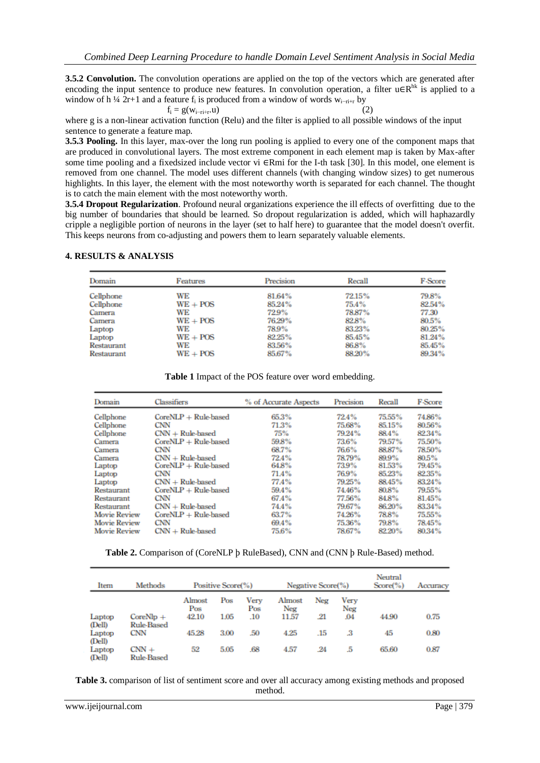**3.5.2 Convolution.** The convolution operations are applied on the top of the vectors which are generated after encoding the input sentence to produce new features. In convolution operation, a filter $u \in R^{hk}$ is applied to a window of h ¼ 2r+1 and a feature $f_i$ is produced from a window of words $w_{i-ri+r}$ by

$$f_i = g(w_{i-ri+r}.u) \quad (2)$$

where g is a non-linear activation function (Relu) and the filter is applied to all possible windows of the input sentence to generate a feature map.

**3.5.3 Pooling.** In this layer, max-over the long run pooling is applied to every one of the component maps that are produced in convolutional layers. The most extreme component in each element map is taken by Max-after some time pooling and a fixedsized include vector vi ∈Rmi for the I-th task [30]. In this model, one element is removed from one channel. The model uses different channels (with changing window sizes) to get numerous highlights. In this layer, the element with the most noteworthy worth is separated for each channel. The thought is to catch the main element with the most noteworthy worth.

**3.5.4 Dropout Regularization**. Profound neural organizations experience the ill effects of overfitting due to the big number of boundaries that should be learned. So dropout regularization is added, which will haphazardly cripple a negligible portion of neurons in the layer (set to half here) to guarantee that the model doesn't overfit. This keeps neurons from co-adjusting and powers them to learn separately valuable elements.

## 4. RESULTS & ANALYSIS

| Domain | Features | Precision | Recall | F-Score |
|---|---|---|---|---|
| Cellphone | WE | 81.64% | 72.15% | 79.8% |
| Cellphone | WE + POS | 85.24% | 75.4% | 82.54% |
| Camera | WE | 72.9% | 78.87% | 77.30 |
| Camera | WE + POS | 76.29% | 82.8% | 80.5% |
| Laptop | WE | 78.9% | 83.23% | 80.25% |
| Laptop | WE + POS | 82.25% | 85.45% | 81.24% |
| Restaurant | WE | 83.56% | 86.8% | 85.45% |
| Restaurant | WE + POS | 85.67% | 88.20% | 89.34% |

**Table 1** Impact of the POS feature over word embedding.

| Domain | Classifiers | % of Accurate Aspects | Precision | Recall | F-Score |
|---|---|---|---|---|---|
| Cellphone | CoreNLP + Rule-based | 65.3% | 72.4% | 75.55% | 74.86% |
| Cellphone | CNN | 71.3% | 75.68% | 85.15% | 80.56% |
| Cellphone | CNN + Rule-based | 75% | 79.24% | 88.4% | 82.34% |
| Camera | CoreNLP + Rule-based | 59.8% | 73.6% | 79.57% | 75.50% |
| Camera | CNN | 68.7% | 76.6% | 88.87% | 78.50% |
| Camera | CNN + Rule-based | 72.4% | 78.79% | 89.9% | 80.5% |
| Laptop | CoreNLP + Rule-based | 64.8% | 73.9% | 81.53% | 79.45% |
| Laptop | CNN | 71.4% | 76.9% | 85.23% | 82.35% |
| Laptop | CNN + Rule-based | 77.4% | 79.25% | 88.45% | 83.24% |
| Restaurant | CoreNLP + Rule-based | 59.4% | 74.46% | 80.8% | 79.55% |
| Restaurant | CNN | 67.4% | 77.56% | 84.8% | 81.45% |
| Restaurant | CNN + Rule-based | 74.4% | 79.67% | 86.20% | 83.34% |
| Movie Review | CoreNLP + Rule-based | 63.7% | 74.26% | 78.8% | 75.55% |
| Movie Review | CNN | 69.4% | 75.36% | 79.8% | 78.45% |
| Movie Review | CNN + Rule-based | 75.6% | 78.67% | 82.20% | 80.34% |

**Table 2.** Comparison of (CoreNLP þ RuleBased), CNN and (CNN þ Rule-Based) method.

| Item | Methods | Positive Score(%) | | | Negative Score(%) | | | Neutral Score(%) | Accuracy |
|---|---|---|---|---|---|---|---|---|---|
| | | Almost Pos | Pos | Very Pos | Almost Neg | Neg | Very Neg | | |
| Laptop (Dell) | CoreNlp + Rule-Based | 42.10 | 1.05 | .10 | 11.57 | .21 | .04 | 44.90 | 0.75 |
| Laptop (Dell) | CNN | 45.28 | 3.00 | .50 | 4.25 | .15 | .3 | 45 | 0.80 |
| Laptop (Dell) | CNN + Rule-Based | 52 | 5.05 | .68 | 4.57 | .24 | .5 | 65.60 | 0.87 |

**Table 3.** comparison of list of sentiment score and over all accuracy among existing methods and proposed method.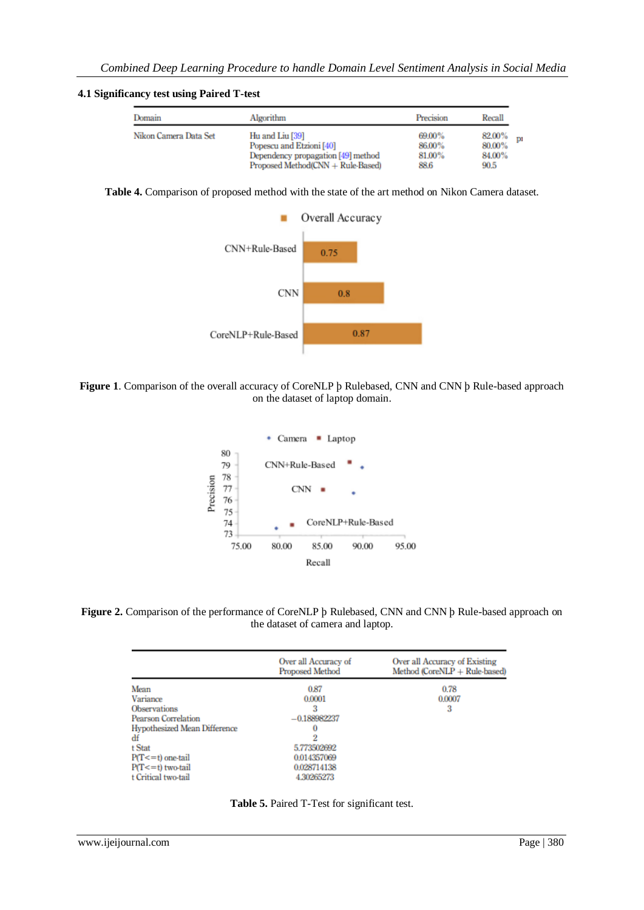### 4.1 Significancy test using Paired T-test

| Domain | Algorithm | Precision | Recall |
|---|---|---|---|
| Nikon Camera Data Set | Hu and Liu [39] | 69.00% | 82.00% |
| | Popescu and Etzioni [40] | 86.00% | 80.00% |
| | Dependency propagation [49] method | 81.00% | 84.00% |
| | Proposed Method(CNN + Rule-Based) | 88.6 | 90.5 |

**Table 4.** Comparison of proposed method with the state of the art method on Nikon Camera dataset.

**Figure 1**. Comparison of the overall accuracy of CoreNLP þ Rulebased, CNN and CNN þ Rule-based approach on the dataset of laptop domain.

**Figure 2.** Comparison of the performance of CoreNLP þ Rulebased, CNN and CNN þ Rule-based approach on the dataset of camera and laptop.

| | Over all Accuracy of Proposed Method | Over all Accuracy of Existing Method (CoreNLP + Rule-based) |
|---|---|---|
| Mean | 0.87 | 0.78 |
| Variance | 0.0001 | 0.0007 |
| Observations | 3 | 3 |
| Pearson Correlation | −0.188982237 | |
| Hypothesized Mean Difference | 0 | |
| df | 2 | |
| t Stat | 5.773502692 | |
| P(T<=t) one-tail | 0.014357069 | |
| P(T<=t) two-tail | 0.028714138 | |
| t Critical two-tail | 4.30265273 | |

**Table 5.** Paired T-Test for significant test.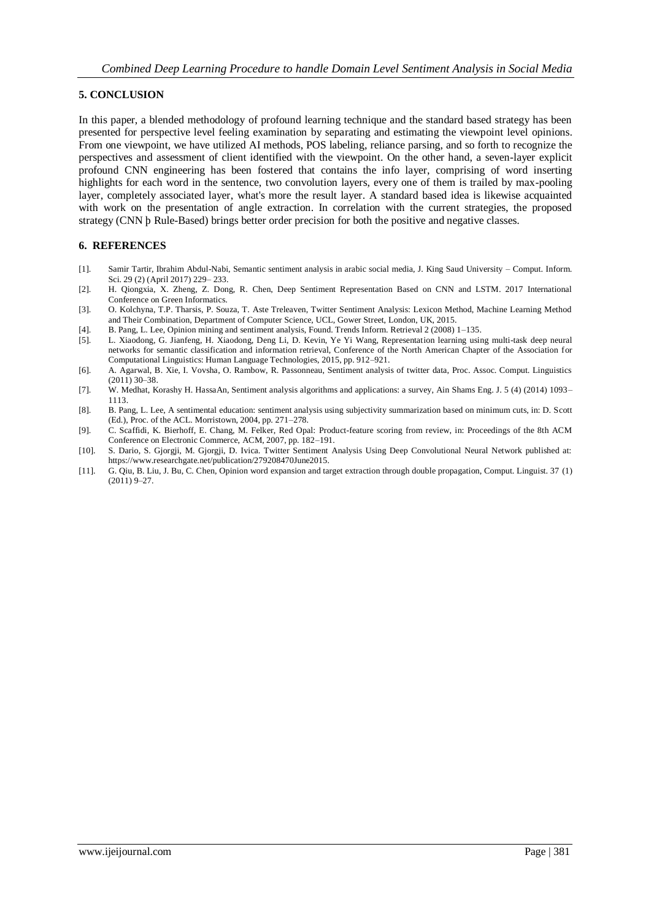## 5. CONCLUSION

In this paper, a blended methodology of profound learning technique and the standard based strategy has been presented for perspective level feeling examination by separating and estimating the viewpoint level opinions. From one viewpoint, we have utilized AI methods, POS labeling, reliance parsing, and so forth to recognize the perspectives and assessment of client identified with the viewpoint. On the other hand, a seven-layer explicit profound CNN engineering has been fostered that contains the info layer, comprising of word inserting highlights for each word in the sentence, two convolution layers, every one of them is trailed by max-pooling layer, completely associated layer, what's more the result layer. A standard based idea is likewise acquainted with work on the presentation of angle extraction. In correlation with the current strategies, the proposed strategy (CNN þ Rule-Based) brings better order precision for both the positive and negative classes.

## 6. REFERENCES

- [1]. Samir Tartir, Ibrahim Abdul-Nabi, Semantic sentiment analysis in arabic social media, J. King Saud University – Comput. Inform. Sci. 29 (2) (April 2017) 229– 233.
- [2]. H. Qiongxia, X. Zheng, Z. Dong, R. Chen, Deep Sentiment Representation Based on CNN and LSTM. 2017 International Conference on Green Informatics.
- [3]. O. Kolchyna, T.P. Tharsis, P. Souza, T. Aste Treleaven, Twitter Sentiment Analysis: Lexicon Method, Machine Learning Method and Their Combination, Department of Computer Science, UCL, Gower Street, London, UK, 2015.
- [4]. B. Pang, L. Lee, Opinion mining and sentiment analysis, Found. Trends Inform. Retrieval 2 (2008) 1–135.
- [5]. L. Xiaodong, G. Jianfeng, H. Xiaodong, Deng Li, D. Kevin, Ye Yi Wang, Representation learning using multi-task deep neural networks for semantic classification and information retrieval, Conference of the North American Chapter of the Association for Computational Linguistics: Human Language Technologies, 2015, pp. 912–921.
- [6]. A. Agarwal, B. Xie, I. Vovsha, O. Rambow, R. Passonneau, Sentiment analysis of twitter data, Proc. Assoc. Comput. Linguistics (2011) 30–38.
- [7]. W. Medhat, Korashy H. HassaAn, Sentiment analysis algorithms and applications: a survey, Ain Shams Eng. J. 5 (4) (2014) 1093–1113.
- [8]. B. Pang, L. Lee, A sentimental education: sentiment analysis using subjectivity summarization based on minimum cuts, in: D. Scott (Ed.), Proc. of the ACL. Morristown, 2004, pp. 271–278.
- [9]. C. Scaffidi, K. Bierhoff, E. Chang, M. Felker, Red Opal: Product-feature scoring from review, in: Proceedings of the 8th ACM Conference on Electronic Commerce, ACM, 2007, pp. 182–191.
- [10]. S. Dario, S. Gjorgji, M. Gjorgji, D. Ivica. Twitter Sentiment Analysis Using Deep Convolutional Neural Network published at: https://www.researchgate.net/publication/279208470June2015.
- [11]. G. Qiu, B. Liu, J. Bu, C. Chen, Opinion word expansion and target extraction through double propagation, Comput. Linguist. 37 (1) (2011) 9–27.